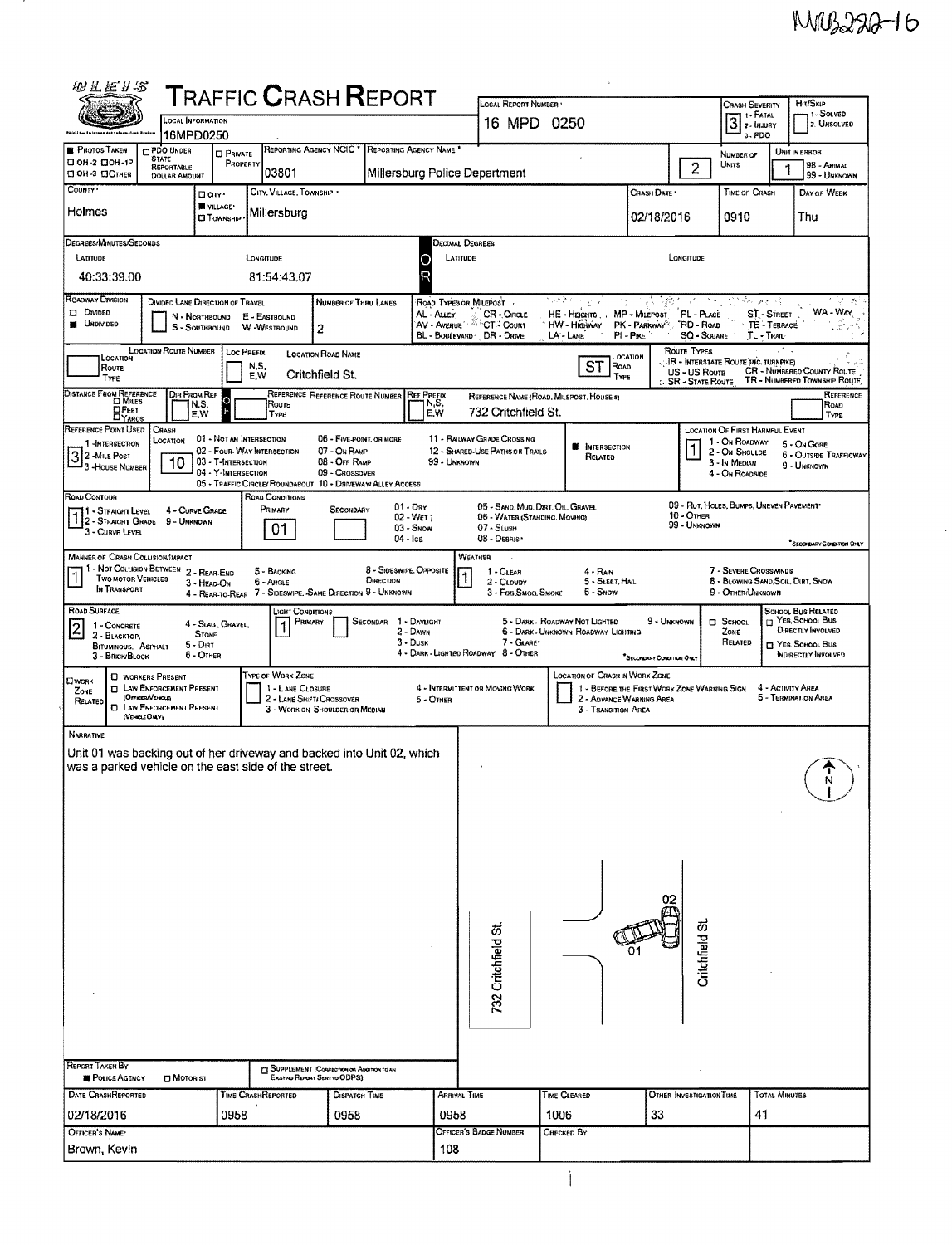MIB222-16

# TRAFFIC CRASH REPORT

| Field | Value |
|---|---|
| Local Information | 16MPD0250 |
| Local Report Number | 16 MPD 0250 |
| Crash Severity | 3 (1 - Fatal, 2 - Injury, 3 - PDO) |
| Hit/Skip | 1 - Solved, 2 - Unsolved |
| Reporting Agency NCIC | 03801 |
| Reporting Agency Name | Millersburg Police Department |
| Number of Units | 2 |
| Unit in Error | 1 (98 - Animal, 99 - Unknown) |
| County | Holmes |
| City, Village, Township | Village: Millersburg |
| Crash Date | 02/18/2016 |
| Time of Crash | 0910 |
| Day of Week | Thu |

**Degrees/Minutes/Seconds**

| Latitude | Longitude |
|---|---|
| 40:33:39.00 | 81:54:43.07 |

**Roadway Division:** Undivided

**Number of Thru Lanes:** 2

**Location Road Name:** Critchfield St. — Road Type: ST

**Reference Point Used:** 3 - House Number

**Reference Name (Road, Milepost, House #):** 732 Critchfield St.

**Crash Location:** 10 (10 - Driveway/Alley Access)

**Location of First Harmful Event:** 1 - On Roadway

**Road Contour:** 1 - Straight Level

**Road Conditions:** Primary 01 (Dry)

**Manner of Crash Collision/Impact:** 1 - Not Collision Between Two Motor Vehicles In Transport

**Weather:** 1 - Clear

**Road Surface:** 2 - Blacktop, Bituminous, Asphalt

**Light Conditions:** Primary 1 - Daylight

## Narrative

Unit 01 was backing out of her driveway and backed into Unit 02, which was a parked vehicle on the east side of the street.

Diagram labels: 732 Critchfield St.; Critchfield St.; 01; 02; N

**Report Taken By:** Police Agency

| Date Crash Reported | Time Crash Reported | Dispatch Time | Arrival Time | Time Cleared | Other Investigation Time | Total Minutes |
|---|---|---|---|---|---|---|
| 02/18/2016 | 0958 | 0958 | 0958 | 1006 | 33 | 41 |

| Officer's Name | Officer's Badge Number | Checked By |
|---|---|---|
| Brown, Kevin | 108 | |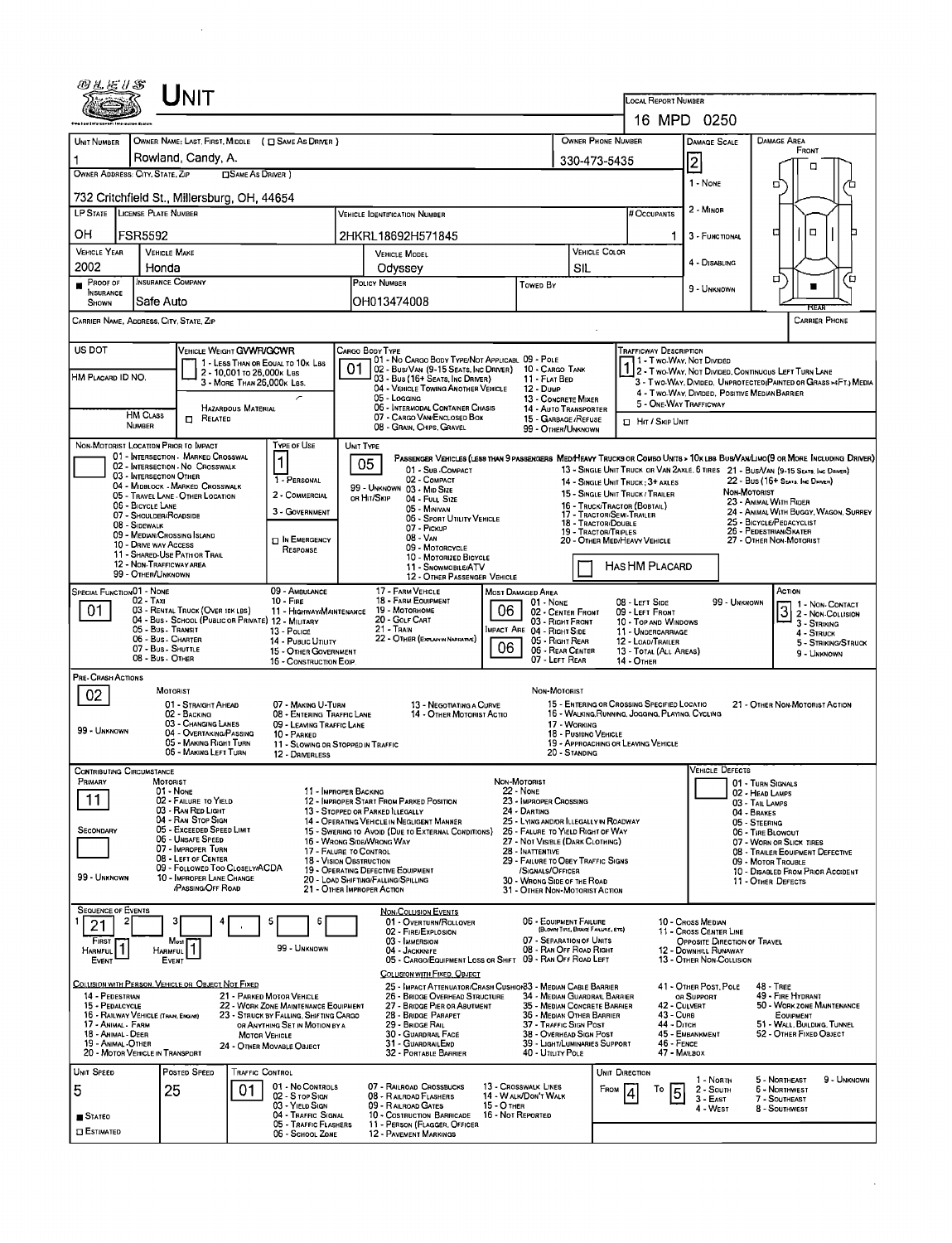# Unit

**Local Report Number:** 16 MPD 0250

| Unit Number | Owner Name: Last, First, Middle (☐ Same as Driver) | Owner Phone Number | Damage Scale | Damage Area |
|---|---|---|---|---|
| 1 | Rowland, Candy, A. | 330-473-5435 | 2 | Front |

**Owner Address: City, State, Zip** (☐ Same as Driver)
732 Critchfield St., Millersburg, OH, 44654

Damage Scale: 1 - None; 2 - Minor; 3 - Functional; 4 - Disabling; 9 - Unknown

| LP State | License Plate Number | Vehicle Identification Number | # Occupants |
|---|---|---|---|
| OH | FSR5592 | 2HKRL18692H571845 | 1 |

| Vehicle Year | Vehicle Make | Vehicle Model | Vehicle Color |
|---|---|---|---|
| 2002 | Honda | Odyssey | SIL |

| Proof of Insurance Shown | Insurance Company | Policy Number | Towed By |
|---|---|---|---|
| ■ | Safe Auto | OH013474008 | |

Carrier Name, Address, City, State, Zip | Carrier Phone

**US DOT** | **HM Placard ID No.** | **HM Class Number** | ☐ Related

**Vehicle Weight GVWR/GCWR:** 1 - Less than or equal to 10k lbs; 2 - 10,001 to 26,000k lbs; 3 - More than 26,000k lbs. Hazardous Material

**Cargo Body Type:** 01
01 - No Cargo Body Type/Not Applicabl; 02 - Bus/Van (9-15 Seats, Inc Driver); 03 - Bus (16+ Seats, Inc Driver); 04 - Vehicle Towing Another Vehicle; 05 - Logging; 06 - Intermodal Container Chasis; 07 - Cargo Van/Enclosed Box; 08 - Grain, Chips, Gravel; 09 - Pole; 10 - Cargo Tank; 11 - Flat Bed; 12 - Dump; 13 - Concrete Mixer; 14 - Auto Transporter; 15 - Garbage/Refuse; 99 - Other/Unknown

**Trafficway Description:** 1
1 - Two-Way, Not Divided; 2 - Two-Way, Not Divided, Continuous Left Turn Lane; 3 - Two-Way, Divided, Unprotected(Painted or Grass >4Ft.) Media; 4 - Two-Way, Divided, Positive Median Barrier; 5 - One-Way Trafficway; ☐ Hit / Skip Unit

**Non-Motorist Location Prior to Impact:** 01 - Intersection - Marked Crosswal; 02 - Intersection - No Crosswalk; 03 - Intersection Other; 04 - Midblock - Marked Crosswalk; 05 - Travel Lane - Other Location; 06 - Bicycle Lane; 07 - Shoulder/Roadside; 08 - Sidewalk; 09 - Median/Crossing Island; 10 - Drive way Access; 11 - Shared-Use Path or Trail; 12 - Non-Trafficway area; 99 - Other/Unknown

**Type of Use:** 1
1 - Personal; 2 - Commercial; 3 - Government; ☐ In Emergency Response

**Unit Type:** 05
Passenger Vehicles (less than 9 passengers): 01 - Sub-Compact; 02 - Compact; 99 - Unknown 03 - Mid Size or Hit/Skip; 04 - Full Size; 05 - Minivan; 06 - Sport Utility Vehicle; 07 - Pickup; 08 - Van; 09 - Motorcycle; 10 - Motorized Bicycle; 11 - Snowmobile/ATV; 12 - Other Passenger Vehicle
Med/Heavy Trucks or Combo Units > 10k lbs Bus/Van/Limo(9 or More Including Driver): 13 - Single Unit Truck or Van 2axle, 6 tires; 14 - Single Unit Truck: 3+ axles; 15 - Single Unit Truck / Trailer; 16 - Truck/Tractor (Bobtail); 17 - Tractor/Semi-Trailer; 18 - Tractor/Double; 19 - Tractor/Triples; 20 - Other Med/Heavy Vehicle; 21 - Bus/Van (9-15 Seats, Inc Driver); 22 - Bus (16+ Seats, Inc Driver)
Non-Motorist: 23 - Animal with Rider; 24 - Animal with Buggy, Wagon, Surrey; 25 - Bicycle/Pedacyclist; 26 - Pedestrian/Skater; 27 - Other Non-Motorist
☐ Has HM Placard

**Special Function:** 01
01 - None; 02 - Taxi; 03 - Rental Truck (over 10k lbs); 04 - Bus - School (Public or Private); 05 - Bus - Transit; 06 - Bus - Charter; 07 - Bus - Shuttle; 08 - Bus - Other; 09 - Ambulance; 10 - Fire; 11 - Highway/Maintenance; 12 - Military; 13 - Police; 14 - Public Utility; 15 - Other Government; 16 - Construction Eqip.; 17 - Farm Vehicle; 18 - Farm Equipment; 19 - Motorhome; 20 - Golf Cart; 21 - Train; 22 - Other (Explain in Narrative)

**Most Damaged Area:** 06
**Impact Area:** 06
01 - None; 02 - Center Front; 03 - Right Front; 04 - Right Side; 05 - Right Rear; 06 - Rear Center; 07 - Left Rear; 08 - Left Side; 09 - Left Front; 10 - Top and Windows; 11 - Undercarriage; 12 - Load/Trailer; 13 - Total (All Areas); 14 - Other; 99 - Unknown

**Action:** 3
1 - Non-Contact; 2 - Non-Collision; 3 - Striking; 4 - Struck; 5 - Striking/Struck; 9 - Unknown

**Pre-Crash Actions:** 02
Motorist: 01 - Straight Ahead; 02 - Backing; 03 - Changing Lanes; 04 - Overtaking/Passing; 05 - Making Right Turn; 06 - Making Left Turn; 07 - Making U-Turn; 08 - Entering Traffic Lane; 09 - Leaving Traffic Lane; 10 - Parked; 11 - Slowing or Stopped in Traffic; 12 - Driverless; 13 - Negotiating a Curve; 14 - Other Motorist Actio; 99 - Unknown
Non-Motorist: 15 - Entering or Crossing Specified Locatio; 16 - Walking, Running, Jogging, Playing, Cycling; 17 - Working; 18 - Pushing Vehicle; 19 - Approaching or Leaving Vehicle; 20 - Standing; 21 - Other Non-Motorist Action

**Contributing Circumstance**
Primary: 11
Secondary:
Motorist: 01 - None; 02 - Failure to Yield; 03 - Ran Red Light; 04 - Ran Stop Sign; 05 - Exceeded Speed Limit; 06 - Unsafe Speed; 07 - Improper Turn; 08 - Left of Center; 09 - Followed Too Closely/ACDA; 10 - Improper Lane Change /Passing/Off Road; 11 - Improper Backing; 12 - Improper Start from Parked Position; 13 - Stopped or Parked Illegally; 14 - Operating Vehicle in Negligent Manner; 15 - Swering to Avoid (Due to External Conditions); 16 - Wrong Side/Wrong Way; 17 - Failure to Control; 18 - Vision Obstruction; 19 - Operating Defective Equipment; 20 - Load Shifting/Falling/Spilling; 21 - Other Improper Action; 99 - Unknown
Non-Motorist: 22 - None; 23 - Improper Crossing; 24 - Darting; 25 - Lying and/or Illegally in Roadway; 26 - Failure to Yield Right of Way; 27 - Not Visible (Dark Clothing); 28 - Inattentive; 29 - Failure to Obey Traffic Signs /Signals/Officer; 30 - Wrong Side of the Road; 31 - Other Non-Motorist Action

**Vehicle Defects:** 01 - Turn Signals; 02 - Head Lamps; 03 - Tail Lamps; 04 - Brakes; 05 - Steering; 06 - Tire Blowout; 07 - Worn or Slick Tires; 08 - Trailer Equipment Defective; 09 - Motor Trouble; 10 - Disabled from Prior Accident; 11 - Other Defects

**Sequence of Events:** 1: 21; 2: ; 3: ; 4: ; 5: ; 6:
First Harmful Event: 1; Most Harmful Event: 1; 99 - Unknown

Non-Collision Events: 01 - Overturn/Rollover; 02 - Fire/Explosion; 03 - Immersion; 04 - Jackknife; 05 - Cargo/Equipment Loss or Shift; 06 - Equipment Failure (Blown Tire, Brake Failure, etc); 07 - Separation of Units; 08 - Ran Off Road Right; 09 - Ran Off Road Left; 10 - Cross Median; 11 - Cross Center Line Opposite Direction of Travel; 12 - Downhill Runaway; 13 - Other Non-Collision

Collision with Person, Vehicle or Object Not Fixed: 14 - Pedestrian; 15 - Pedalcycle; 16 - Railway Vehicle (Train, Engine); 17 - Animal - Farm; 18 - Animal - Deer; 19 - Animal - Other; 20 - Motor Vehicle in Transport; 21 - Parked Motor Vehicle; 22 - Work Zone Maintenance Equipment; 23 - Struck by Falling, Shifting Cargo or Anything Set in Motion by a Motor Vehicle; 24 - Other Movable Object

Collision with Fixed, Object: 25 - Impact Attenuator/Crash Cushion; 26 - Bridge Overhead Structure; 27 - Bridge Pier or Abutment; 28 - Bridge Parapet; 29 - Bridge Rail; 30 - Guardrail Face; 31 - Guardrail End; 32 - Portable Barrier; 33 - Median Cable Barrier; 34 - Median Guardrail Barrier; 35 - Median Concrete Barrier; 36 - Median Other Barrier; 37 - Traffic Sign Post; 38 - Overhead Sign Post; 39 - Light/Luminaries Support; 40 - Utility Pole; 41 - Other Post, Pole or Support; 42 - Culvert; 43 - Curb; 44 - Ditch; 45 - Embankment; 46 - Fence; 47 - Mailbox; 48 - Tree; 49 - Fire Hydrant; 50 - Work Zone Maintenance Equipment; 51 - Wall, Building, Tunnel; 52 - Other Fixed Object

| Unit Speed | Posted Speed | Traffic Control | Unit Direction |
|---|---|---|---|
| 5 | 25 | 01 | From 4 To 5 |

■ Stated ☐ Estimated

Traffic Control: 01 - No Controls; 02 - Stop Sign; 03 - Yield Sign; 04 - Traffic Signal; 05 - Traffic Flashers; 06 - School Zone; 07 - Railroad Crossbucks; 08 - Railroad Flashers; 09 - Railroad Gates; 10 - Costruction Barricade; 11 - Person (Flagger, Officer); 12 - Pavement Markings; 13 - Crosswalk Lines; 14 - Walk/Don't Walk; 15 - Other; 16 - Not Reported

Unit Direction: 1 - North; 2 - South; 3 - East; 4 - West; 5 - Northeast; 6 - Northwest; 7 - Southeast; 8 - Southwest; 9 - Unknown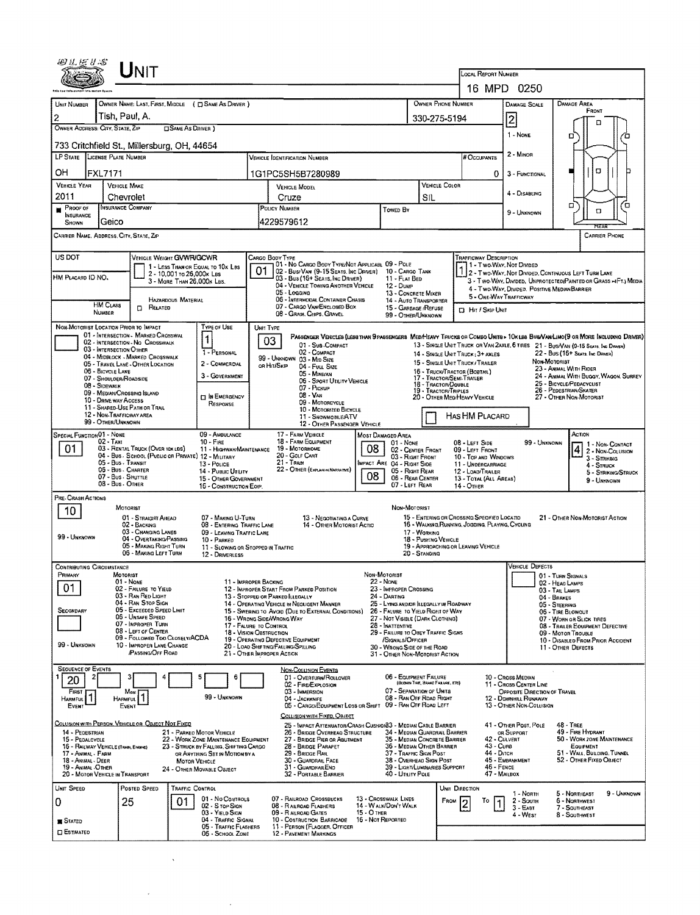# Unit

**Local Report Number:** 16 MPD 0250

| Unit Number | Owner Name: Last, First, Middle (☐ Same as Driver) | Owner Phone Number | Damage Scale | Damage Area |
|---|---|---|---|---|
| 2 | Tish, Paul, A. | 330-275-5194 | 2 | Front |

**Owner Address: City, State, Zip** (☐ Same as Driver)
733 Critchfield St., Millersburg, OH, 44654

Damage Scale: 1 - None; 2 - Minor; 3 - Functional; 4 - Disabling; 9 - Unknown

| LP State | License Plate Number | Vehicle Identification Number | # Occupants |
|---|---|---|---|
| OH | FXL7171 | 1G1PC5SH5B7280989 | 0 |

| Vehicle Year | Vehicle Make | Vehicle Model | Vehicle Color |
|---|---|---|---|
| 2011 | Chevrolet | Cruze | SIL |

| Proof of Insurance Shown | Insurance Company | Policy Number | Towed By |
|---|---|---|---|
| ■ | Geico | 4229579612 | |

**Carrier Name, Address, City, State, Zip:**

**Carrier Phone:**

**US DOT:**

**Vehicle Weight GVWR/GCWR:** 1 - Less Than or Equal to 10k Lbs; 2 - 10,001 to 26,000k Lbs; 3 - More Than 26,000k Lbs.

**HM Placard ID No.:**

**HM Class Number:** ☐ Related — Hazardous Material

**Cargo Body Type:** 01
01 - No Cargo Body Type/Not Applicabl; 02 - Bus/Van (9-15 Seats, Inc Driver); 03 - Bus (16+ Seats, Inc Driver); 04 - Vehicle Towing Another Vehicle; 05 - Logging; 06 - Intermodal Container Chasis; 07 - Cargo Van/Enclosed Box; 08 - Grain, Chips, Gravel; 09 - Pole; 10 - Cargo Tank; 11 - Flat Bed; 12 - Dump; 13 - Concrete Mixer; 14 - Auto Transporter; 15 - Garbage/Refuse; 99 - Other/Unknown

**Trafficway Description:** 1
1 - Two-Way, Not Divided; 2 - Two-Way, Not Divided, Continuous Left Turn Lane; 3 - Two-Way, Divided, Unprotected(Painted or Grass >4Ft.) Media; 4 - Two-Way, Divided, Positive Median Barrier; 5 - One-Way Trafficway
☐ Hit / Skip Unit

**Non-Motorist Location Prior to Impact:**
01 - Intersection - Marked Crosswal; 02 - Intersection - No Crosswalk; 03 - Intersection Other; 04 - Midblock - Marked Crosswalk; 05 - Travel Lane - Other Location; 06 - Bicycle Lane; 07 - Shoulder/Roadside; 08 - Sidewalk; 09 - Median/Crossing Island; 10 - Drive way Access; 11 - Shared-Use Path or Trail; 12 - Non-Trafficway Area; 99 - Other/Unknown

**Type of Use:** 1
1 - Personal; 2 - Commercial; 3 - Government; ☐ In Emergency Response

**Unit Type:** 03
Passenger Vehicles (less than 9 passengers): 01 - Sub-Compact; 02 - Compact; 99 - Unknown 03 - Mid Size; or Hit/Skip 04 - Full Size; 05 - Minivan; 06 - Sport Utility Vehicle; 07 - Pickup; 08 - Van; 09 - Motorcycle; 10 - Motorized Bicycle; 11 - Snowmobile/ATV; 12 - Other Passenger Vehicle
Med/Heavy Trucks or Combo Units > 10k lbs Bus/Van/Limo (9 or More Including Driver): 13 - Single Unit Truck or Van 2axle, 6 Tires; 14 - Single Unit Truck; 3+ Axles; 15 - Single Unit Truck / Trailer; 16 - Truck/Tractor (Bobtail); 17 - Tractor/Semi-Trailer; 18 - Tractor/Double; 19 - Tractor/Triples; 20 - Other Med/Heavy Vehicle; 21 - Bus/Van (9-15 Seats, Inc Driver); 22 - Bus (16+ Seats, Inc Driver)
Non-Motorist: 23 - Animal With Rider; 24 - Animal With Buggy, Wagon, Surrey; 25 - Bicycle/Pedacyclist; 26 - Pedestrian/Skater; 27 - Other Non-Motorist
☐ Has HM Placard

**Special Function:** 01
01 - None; 02 - Taxi; 03 - Rental Truck (Over 10k lbs); 04 - Bus - School (Public or Private); 05 - Bus - Transit; 06 - Bus - Charter; 07 - Bus - Shuttle; 08 - Bus - Other; 09 - Ambulance; 10 - Fire; 11 - Highway/Maintenance; 12 - Military; 13 - Police; 14 - Public Utility; 15 - Other Government; 16 - Construction Eqip.; 17 - Farm Vehicle; 18 - Farm Equipment; 19 - Motorhome; 20 - Golf Cart; 21 - Train; 22 - Other (Explain in Narrative)

**Most Damaged Area:** 08
**Impact Area:** 08
01 - None; 02 - Center Front; 03 - Right Front; 04 - Right Side; 05 - Right Rear; 06 - Rear Center; 07 - Left Rear; 08 - Left Side; 09 - Left Front; 10 - Top and Windows; 11 - Undercarriage; 12 - Load/Trailer; 13 - Total (All Areas); 14 - Other; 99 - Unknown

**Action:** 4
1 - Non-Contact; 2 - Non-Collision; 3 - Striking; 4 - Struck; 5 - Striking/Struck; 9 - Unknown

**Pre-Crash Actions:** 10
Motorist: 01 - Straight Ahead; 02 - Backing; 03 - Changing Lanes; 04 - Overtaking/Passing; 05 - Making Right Turn; 06 - Making Left Turn; 07 - Making U-Turn; 08 - Entering Traffic Lane; 09 - Leaving Traffic Lane; 10 - Parked; 11 - Slowing or Stopped in Traffic; 12 - Driverless; 13 - Negotiating a Curve; 14 - Other Motorist Actio; 99 - Unknown
Non-Motorist: 15 - Entering or Crossing Specified Locatio; 16 - Walking, Running, Jogging, Playing, Cycling; 17 - Working; 18 - Pushing Vehicle; 19 - Approaching or Leaving Vehicle; 20 - Standing; 21 - Other Non-Motorist Action

**Contributing Circumstance**
Primary: 01
Secondary:
Motorist: 01 - None; 02 - Failure to Yield; 03 - Ran Red Light; 04 - Ran Stop Sign; 05 - Exceeded Speed Limit; 06 - Unsafe Speed; 07 - Improper Turn; 08 - Left of Center; 09 - Followed Too Closely/ACDA; 10 - Improper Lane Change /Passing/Off Road; 11 - Improper Backing; 12 - Improper Start From Parked Position; 13 - Stopped or Parked Illegally; 14 - Operating Vehicle in Negligent Manner; 15 - Swering to Avoid (Due to External Conditions); 16 - Wrong Side/Wrong Way; 17 - Failure to Control; 18 - Vision Obstruction; 19 - Operating Defective Equipment; 20 - Load Shifting/Falling/Spilling; 21 - Other Improper Action; 99 - Unknown
Non-Motorist: 22 - None; 23 - Improper Crossing; 24 - Darting; 25 - Lying and/or Illegally in Roadway; 26 - Failure to Yield Right of Way; 27 - Not Visible (Dark Clothing); 28 - Inattentive; 29 - Failure to Obey Traffic Signs /Signals/Officer; 30 - Wrong Side of the Road; 31 - Other Non-Motorist Action

**Vehicle Defects:**
01 - Turn Signals; 02 - Head Lamps; 03 - Tail Lamps; 04 - Brakes; 05 - Steering; 06 - Tire Blowout; 07 - Worn or Slick Tires; 08 - Trailer Equipment Defective; 09 - Motor Trouble; 10 - Disabled From Prior Accident; 11 - Other Defects

**Sequence of Events**

| 1 | 2 | 3 | 4 | 5 | 6 |
|---|---|---|---|---|---|
| 20 | | | | | |

First Harmful Event: 1
Most Harmful Event: 1
99 - Unknown

Non-Collision Events: 01 - Overturn/Rollover; 02 - Fire/Explosion; 03 - Immersion; 04 - Jackknife; 05 - Cargo/Equipment Loss or Shift; 06 - Equipment Failure (Blown Tire, Brake Failure, Etc); 07 - Separation of Units; 08 - Ran Off Road Right; 09 - Ran Off Road Left; 10 - Cross Median; 11 - Cross Center Line Opposite Direction of Travel; 12 - Downhill Runaway; 13 - Other Non-Collision

Collision with Person, Vehicle or Object Not Fixed: 14 - Pedestrian; 15 - Pedalcycle; 16 - Railway Vehicle (Train, Engine); 17 - Animal - Farm; 18 - Animal - Deer; 19 - Animal - Other; 20 - Motor Vehicle in Transport; 21 - Parked Motor Vehicle; 22 - Work Zone Maintenance Equipment; 23 - Struck by Falling, Shifting Cargo or Anything Set in Motion by a Motor Vehicle; 24 - Other Movable Object

Collision with Fixed, Object: 25 - Impact Attenuator/Crash Cushion; 26 - Bridge Overhead Structure; 27 - Bridge Pier or Abutment; 28 - Bridge Parapet; 29 - Bridge Rail; 30 - Guardrail Face; 31 - Guardrail End; 32 - Portable Barrier; 33 - Median Cable Barrier; 34 - Median Guardrail Barrier; 35 - Median Concrete Barrier; 36 - Median Other Barrier; 37 - Traffic Sign Post; 38 - Overhead Sign Post; 39 - Light/Luminaries Support; 40 - Utility Pole; 41 - Other Post, Pole or Support; 42 - Culvert; 43 - Curb; 44 - Ditch; 45 - Embankment; 46 - Fence; 47 - Mailbox; 48 - Tree; 49 - Fire Hydrant; 50 - Work Zone Maintenance Equipment; 51 - Wall, Building, Tunnel; 52 - Other Fixed Object

| Unit Speed | Posted Speed | Traffic Control | Unit Direction |
|---|---|---|---|
| 0 | 25 | 01 | From 2 To 1 |

■ Stated
☐ Estimated

Traffic Control: 01 - No Controls; 02 - Stop Sign; 03 - Yield Sign; 04 - Traffic Signal; 05 - Traffic Flashers; 06 - School Zone; 07 - Railroad Crossbucks; 08 - Railroad Flashers; 09 - Railroad Gates; 10 - Costruction Barricade; 11 - Person (Flagger, Officer; 12 - Pavement Markings; 13 - Crosswalk Lines; 14 - Walk/Don't Walk; 15 - Other; 16 - Not Reported

Unit Direction: 1 - North; 2 - South; 3 - East; 4 - West; 5 - Northeast; 6 - Northwest; 7 - Southeast; 8 - Southwest; 9 - Unknown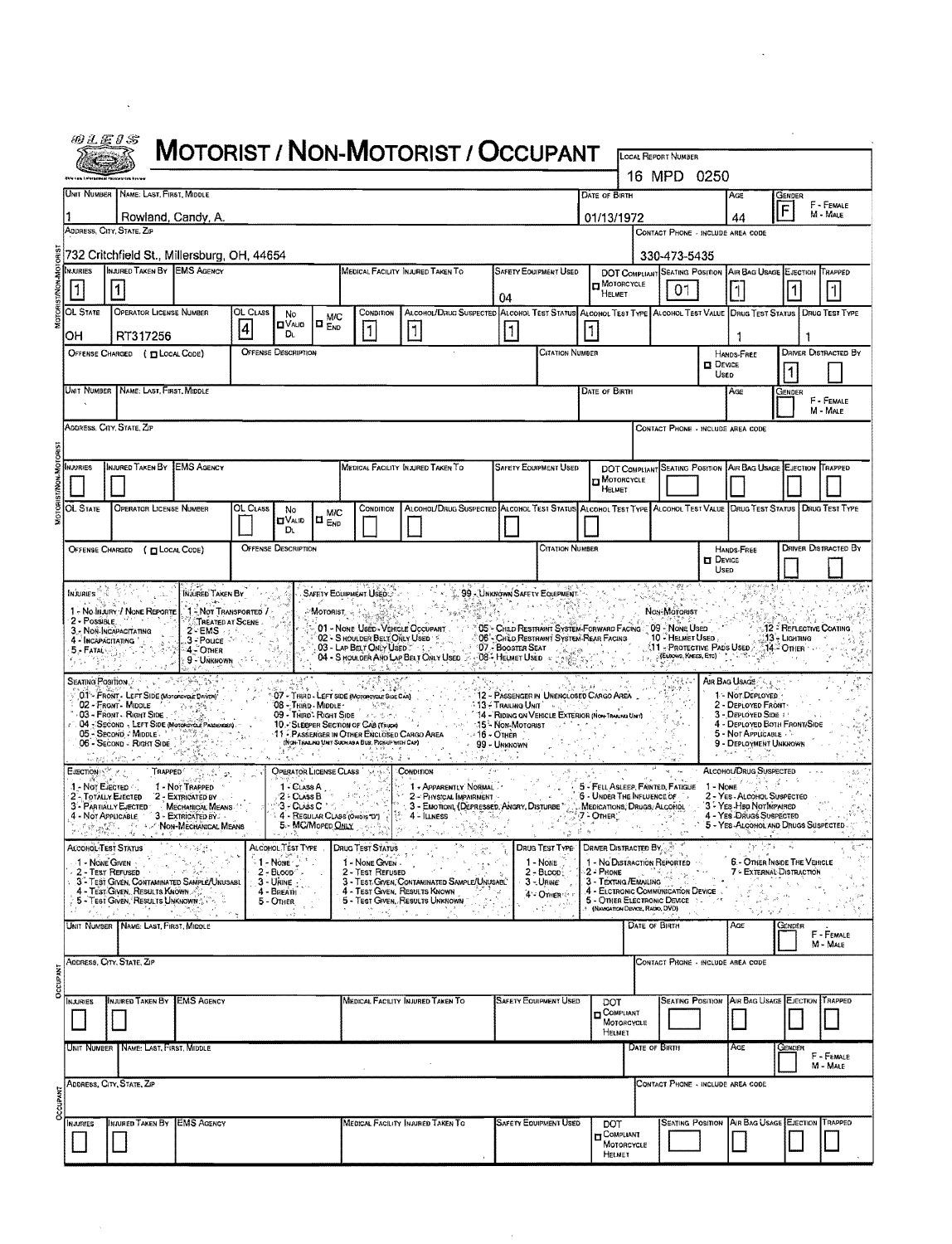# MOTORIST / NON-MOTORIST / OCCUPANT

OLEIS

LOCAL REPORT NUMBER: 16 MPD 0250

## MOTORIST/NON-MOTORIST

| UNIT NUMBER | NAME: LAST, FIRST, MIDDLE | DATE OF BIRTH | AGE | GENDER |
|---|---|---|---|---|
| 1 | Rowland, Candy, A. | 01/13/1972 | 44 | F |

| ADDRESS, CITY, STATE, ZIP | CONTACT PHONE - INCLUDE AREA CODE |
|---|---|
| 732 Critchfield St., Millersburg, OH, 44654 | 330-473-5435 |

| INJURIES | INJURED TAKEN BY | EMS AGENCY | MEDICAL FACILITY INJURED TAKEN TO | SAFETY EQUIPMENT USED | DOT COMPLIANT MOTORCYCLE HELMET | SEATING POSITION | AIR BAG USAGE | EJECTION | TRAPPED |
|---|---|---|---|---|---|---|---|---|---|
| 1 | 1 | | | 04 | | 01 | 1 | 1 | 1 |

| OL STATE | OPERATOR LICENSE NUMBER | OL CLASS | NO VALID DL | M/C END | CONDITION | ALCOHOL/DRUG SUSPECTED | ALCOHOL TEST STATUS | ALCOHOL TEST TYPE | ALCOHOL TEST VALUE | DRUG TEST STATUS | DRUG TEST TYPE |
|---|---|---|---|---|---|---|---|---|---|---|---|
| OH | RT317256 | 4 | | | 1 | 1 | 1 | 1 | | 1 | 1 |

| OFFENSE CHARGED (LOCAL CODE) | OFFENSE DESCRIPTION | CITATION NUMBER | HANDS-FREE DEVICE USED | DRIVER DISTRACTED BY |
|---|---|---|---|---|
| | | | | 1 |

## MOTORIST/NON-MOTORIST

| UNIT NUMBER | NAME: LAST, FIRST, MIDDLE | DATE OF BIRTH | AGE | GENDER |
|---|---|---|---|---|
| | | | | |

| ADDRESS, CITY, STATE, ZIP | CONTACT PHONE - INCLUDE AREA CODE |
|---|---|
| | |

| INJURIES | INJURED TAKEN BY | EMS AGENCY | MEDICAL FACILITY INJURED TAKEN TO | SAFETY EQUIPMENT USED | DOT COMPLIANT MOTORCYCLE HELMET | SEATING POSITION | AIR BAG USAGE | EJECTION | TRAPPED |
|---|---|---|---|---|---|---|---|---|---|
| | | | | | | | | | |

| OL STATE | OPERATOR LICENSE NUMBER | OL CLASS | NO VALID DL | M/C END | CONDITION | ALCOHOL/DRUG SUSPECTED | ALCOHOL TEST STATUS | ALCOHOL TEST TYPE | ALCOHOL TEST VALUE | DRUG TEST STATUS | DRUG TEST TYPE |
|---|---|---|---|---|---|---|---|---|---|---|---|
| | | | | | | | | | | | |

| OFFENSE CHARGED (LOCAL CODE) | OFFENSE DESCRIPTION | CITATION NUMBER | HANDS-FREE DEVICE USED | DRIVER DISTRACTED BY |
|---|---|---|---|---|
| | | | | |

## Codes

**INJURIES:** 1 - No Injury / None Reported; 2 - Possible; 3 - Non-Incapacitating; 4 - Incapacitating; 5 - Fatal

**INJURED TAKEN BY:** 1 - Not Transported / Treated at Scene; 2 - EMS; 3 - Police; 4 - Other; 9 - Unknown

**SAFETY EQUIPMENT USED:** 99 - Unknown Safety Equipment
- Motorist: 01 - None Used - Vehicle Occupant; 02 - Shoulder Belt Only Used; 03 - Lap Belt Only Used; 04 - Shoulder and Lap Belt Only Used; 05 - Child Restraint System-Forward Facing; 06 - Child Restraint System-Rear Facing; 07 - Booster Seat; 08 - Helmet Used
- Non-Motorist: 09 - None Used; 10 - Helmet Used; 11 - Protective Pads Used (Elbows, Knees, Etc); 12 - Reflective Coating; 13 - Lighting; 14 - Other

**SEATING POSITION:** 01 - Front - Left Side (Motorcycle Driver); 02 - Front - Middle; 03 - Front - Right Side; 04 - Second - Left Side (Motorcycle Passenger); 05 - Second - Middle; 06 - Second - Right Side; 07 - Third - Left Side (Motorcycle Side Car); 08 - Third - Middle; 09 - Third - Right Side; 10 - Sleeper Section of Cab (Truck); 11 - Passenger in Other Enclosed Cargo Area (Non-Trailing Unit Such as a Bus, Pick-up with Cap); 12 - Passenger in Unenclosed Cargo Area; 13 - Trailing Unit; 14 - Riding on Vehicle Exterior (Non-Trailing Unit); 15 - Non-Motorist; 16 - Other; 99 - Unknown

**AIR BAG USAGE:** 1 - Not Deployed; 2 - Deployed Front; 3 - Deployed Side; 4 - Deployed Both Front/Side; 5 - Not Applicable; 9 - Deployment Unknown

**EJECTION:** 1 - Not Ejected; 2 - Totally Ejected; 3 - Partially Ejected; 4 - Not Applicable

**TRAPPED:** 1 - Not Trapped; 2 - Extricated by Mechanical Means; 3 - Extricated by Non-Mechanical Means

**OPERATOR LICENSE CLASS:** 1 - Class A; 2 - Class B; 3 - Class C; 4 - Regular Class (Ohio is "D"); 5 - M/C Moped Only

**CONDITION:** 1 - Apparently Normal; 2 - Physical Impairment; 3 - Emotional (Depressed, Angry, Disturbed); 4 - Illness; 5 - Fell Asleep, Fainted, Fatigue; 6 - Under the Influence of Medications, Drugs, Alcohol; 7 - Other

**ALCOHOL/DRUG SUSPECTED:** 1 - None; 2 - Yes - Alcohol Suspected; 3 - Yes - HBD Not Impaired; 4 - Yes - Drugs Suspected; 5 - Yes - Alcohol and Drugs Suspected

**ALCOHOL TEST STATUS:** 1 - None Given; 2 - Test Refused; 3 - Test Given, Contaminated Sample/Unusable; 4 - Test Given, Results Known; 5 - Test Given, Results Unknown

**ALCOHOL TEST TYPE:** 1 - None; 2 - Blood; 3 - Urine; 4 - Breath; 5 - Other

**DRUG TEST STATUS:** 1 - None Given; 2 - Test Refused; 3 - Test Given, Contaminated Sample/Unusable; 4 - Test Given, Results Known; 5 - Test Given, Results Unknown

**DRUG TEST TYPE:** 1 - None; 2 - Blood; 3 - Urine; 4 - Other

**DRIVER DISTRACTED BY:** 1 - No Distraction Reported; 2 - Phone; 3 - Texting/Emailing; 4 - Electronic Communication Device; 5 - Other Electronic Device (Navigation Device, Radio, DVD); 6 - Other Inside the Vehicle; 7 - External Distraction

## OCCUPANT

| UNIT NUMBER | NAME: LAST, FIRST, MIDDLE | DATE OF BIRTH | AGE | GENDER |
|---|---|---|---|---|
| | | | | |

| ADDRESS, CITY, STATE, ZIP | CONTACT PHONE - INCLUDE AREA CODE |
|---|---|
| | |

| INJURIES | INJURED TAKEN BY | EMS AGENCY | MEDICAL FACILITY INJURED TAKEN TO | SAFETY EQUIPMENT USED | DOT COMPLIANT MOTORCYCLE HELMET | SEATING POSITION | AIR BAG USAGE | EJECTION | TRAPPED |
|---|---|---|---|---|---|---|---|---|---|
| | | | | | | | | | |

## OCCUPANT

| UNIT NUMBER | NAME: LAST, FIRST, MIDDLE | DATE OF BIRTH | AGE | GENDER |
|---|---|---|---|---|
| | | | | |

| ADDRESS, CITY, STATE, ZIP | CONTACT PHONE - INCLUDE AREA CODE |
|---|---|
| | |

| INJURIES | INJURED TAKEN BY | EMS AGENCY | MEDICAL FACILITY INJURED TAKEN TO | SAFETY EQUIPMENT USED | DOT COMPLIANT MOTORCYCLE HELMET | SEATING POSITION | AIR BAG USAGE | EJECTION | TRAPPED |
|---|---|---|---|---|---|---|---|---|---|
| | | | | | | | | | |